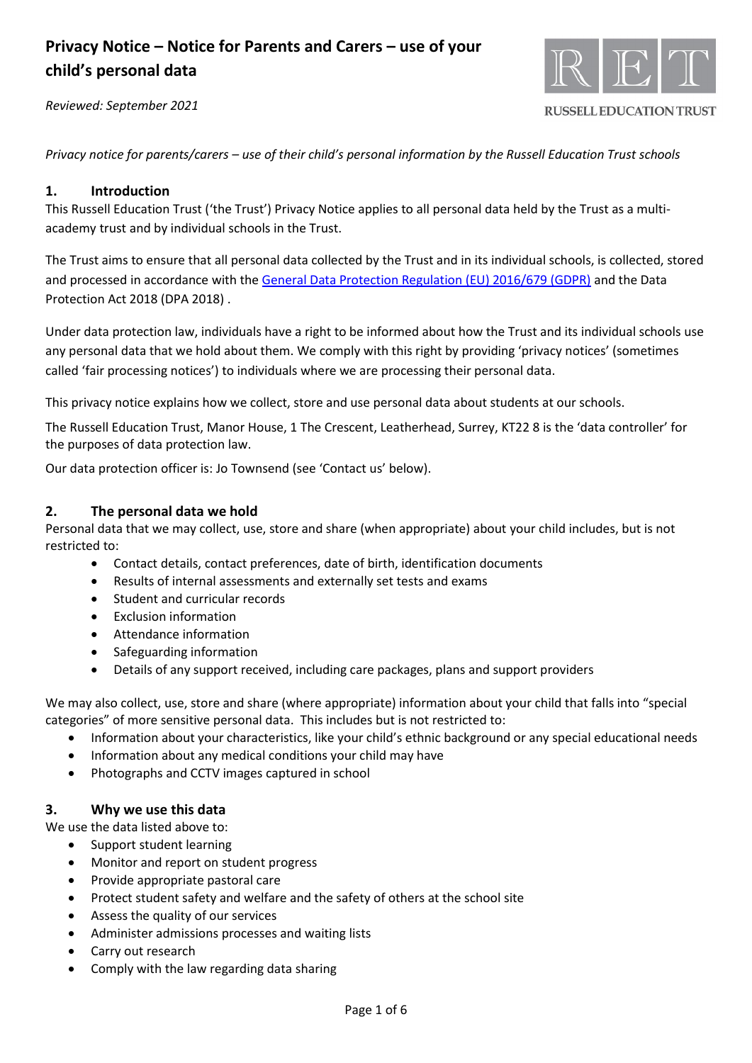# Privacy Notice – Notice for Parents and Carers – use of your child's personal data

*Reviewed: September 2021*

RUSSELL EDUCATION TRUST

*Privacy notice for parents/carers – use of their child's personal information by the Russell Education Trust schools*

## 1. Introduction

This Russell Education Trust ('the Trust') Privacy Notice applies to all personal data held by the Trust as a multi-academy trust and by individual schools in the Trust.

The Trust aims to ensure that all personal data collected by the Trust and in its individual schools, is collected, stored and processed in accordance with the General Data Protection Regulation (EU) 2016/679 (GDPR) and the Data Protection Act 2018 (DPA 2018) .

Under data protection law, individuals have a right to be informed about how the Trust and its individual schools use any personal data that we hold about them. We comply with this right by providing 'privacy notices' (sometimes called 'fair processing notices') to individuals where we are processing their personal data.

This privacy notice explains how we collect, store and use personal data about students at our schools.

The Russell Education Trust, Manor House, 1 The Crescent, Leatherhead, Surrey, KT22 8 is the 'data controller' for the purposes of data protection law.

Our data protection officer is: Jo Townsend (see 'Contact us' below).

## 2. The personal data we hold

Personal data that we may collect, use, store and share (when appropriate) about your child includes, but is not restricted to:

- Contact details, contact preferences, date of birth, identification documents
- Results of internal assessments and externally set tests and exams
- Student and curricular records
- Exclusion information
- Attendance information
- Safeguarding information
- Details of any support received, including care packages, plans and support providers

We may also collect, use, store and share (where appropriate) information about your child that falls into "special categories" of more sensitive personal data. This includes but is not restricted to:

- Information about your characteristics, like your child's ethnic background or any special educational needs
- Information about any medical conditions your child may have
- Photographs and CCTV images captured in school

## 3. Why we use this data

We use the data listed above to:

- Support student learning
- Monitor and report on student progress
- Provide appropriate pastoral care
- Protect student safety and welfare and the safety of others at the school site
- Assess the quality of our services
- Administer admissions processes and waiting lists
- Carry out research
- Comply with the law regarding data sharing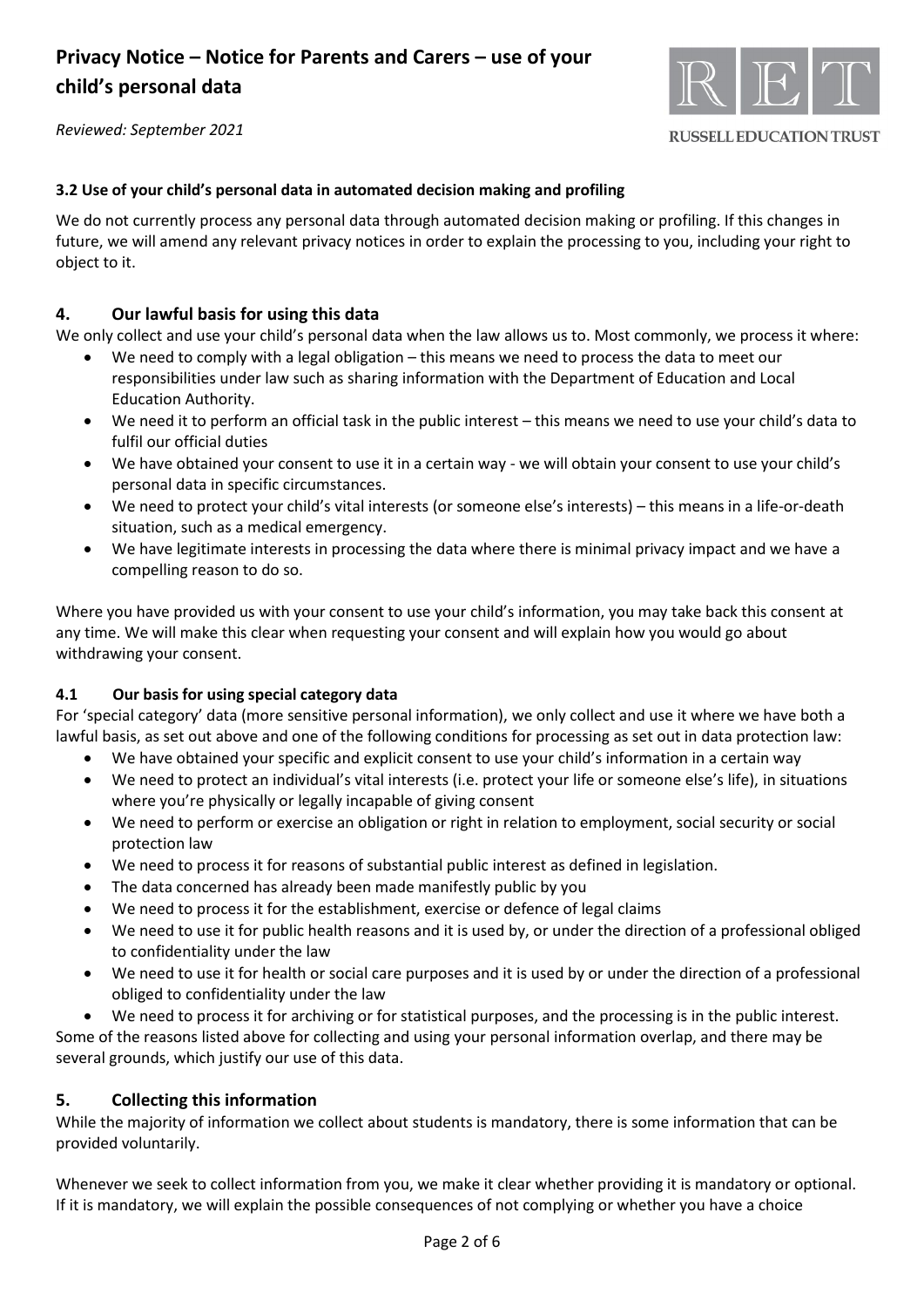### 3.2 Use of your child's personal data in automated decision making and profiling

We do not currently process any personal data through automated decision making or profiling. If this changes in future, we will amend any relevant privacy notices in order to explain the processing to you, including your right to object to it.

## 4. Our lawful basis for using this data

We only collect and use your child's personal data when the law allows us to. Most commonly, we process it where:

- We need to comply with a legal obligation – this means we need to process the data to meet our responsibilities under law such as sharing information with the Department of Education and Local Education Authority.
- We need it to perform an official task in the public interest – this means we need to use your child's data to fulfil our official duties
- We have obtained your consent to use it in a certain way - we will obtain your consent to use your child's personal data in specific circumstances.
- We need to protect your child's vital interests (or someone else's interests) – this means in a life-or-death situation, such as a medical emergency.
- We have legitimate interests in processing the data where there is minimal privacy impact and we have a compelling reason to do so.

Where you have provided us with your consent to use your child's information, you may take back this consent at any time. We will make this clear when requesting your consent and will explain how you would go about withdrawing your consent.

### 4.1 Our basis for using special category data

For 'special category' data (more sensitive personal information), we only collect and use it where we have both a lawful basis, as set out above and one of the following conditions for processing as set out in data protection law:

- We have obtained your specific and explicit consent to use your child's information in a certain way
- We need to protect an individual's vital interests (i.e. protect your life or someone else's life), in situations where you're physically or legally incapable of giving consent
- We need to perform or exercise an obligation or right in relation to employment, social security or social protection law
- We need to process it for reasons of substantial public interest as defined in legislation.
- The data concerned has already been made manifestly public by you
- We need to process it for the establishment, exercise or defence of legal claims
- We need to use it for public health reasons and it is used by, or under the direction of a professional obliged to confidentiality under the law
- We need to use it for health or social care purposes and it is used by or under the direction of a professional obliged to confidentiality under the law
- We need to process it for archiving or for statistical purposes, and the processing is in the public interest.

Some of the reasons listed above for collecting and using your personal information overlap, and there may be several grounds, which justify our use of this data.

## 5. Collecting this information

While the majority of information we collect about students is mandatory, there is some information that can be provided voluntarily.

Whenever we seek to collect information from you, we make it clear whether providing it is mandatory or optional. If it is mandatory, we will explain the possible consequences of not complying or whether you have a choice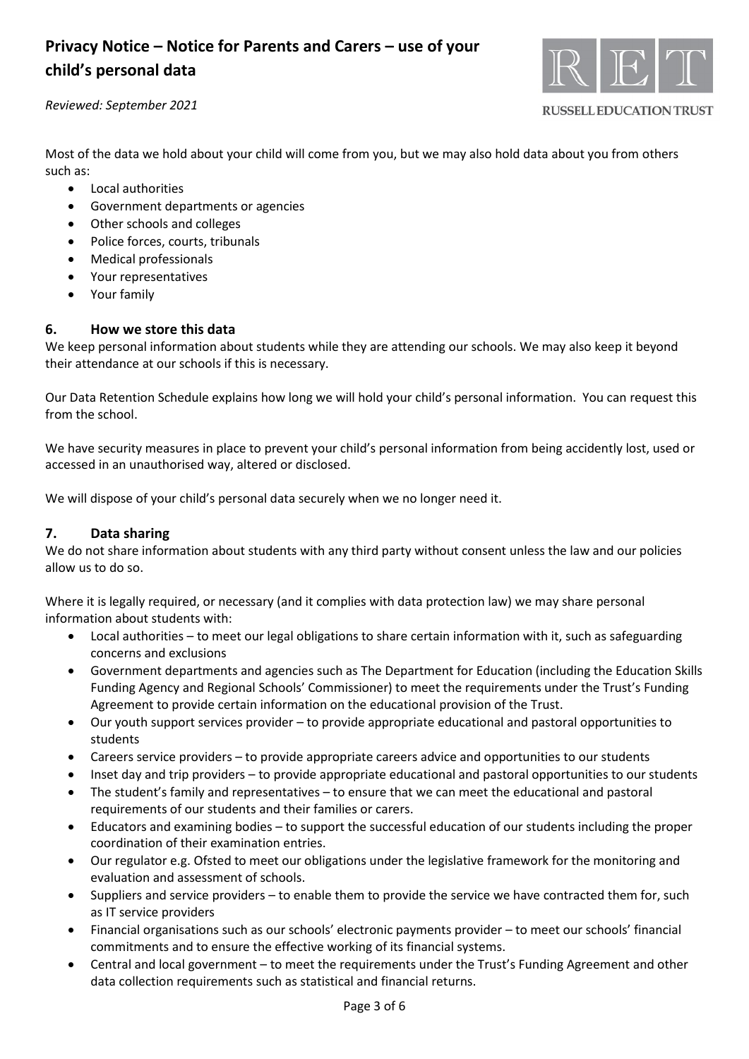Most of the data we hold about your child will come from you, but we may also hold data about you from others such as:

- Local authorities
- Government departments or agencies
- Other schools and colleges
- Police forces, courts, tribunals
- Medical professionals
- Your representatives
- Your family

## 6. How we store this data

We keep personal information about students while they are attending our schools. We may also keep it beyond their attendance at our schools if this is necessary.

Our Data Retention Schedule explains how long we will hold your child's personal information. You can request this from the school.

We have security measures in place to prevent your child's personal information from being accidently lost, used or accessed in an unauthorised way, altered or disclosed.

We will dispose of your child's personal data securely when we no longer need it.

## 7. Data sharing

We do not share information about students with any third party without consent unless the law and our policies allow us to do so.

Where it is legally required, or necessary (and it complies with data protection law) we may share personal information about students with:

- Local authorities – to meet our legal obligations to share certain information with it, such as safeguarding concerns and exclusions
- Government departments and agencies such as The Department for Education (including the Education Skills Funding Agency and Regional Schools' Commissioner) to meet the requirements under the Trust's Funding Agreement to provide certain information on the educational provision of the Trust.
- Our youth support services provider – to provide appropriate educational and pastoral opportunities to students
- Careers service providers – to provide appropriate careers advice and opportunities to our students
- Inset day and trip providers – to provide appropriate educational and pastoral opportunities to our students
- The student's family and representatives – to ensure that we can meet the educational and pastoral requirements of our students and their families or carers.
- Educators and examining bodies – to support the successful education of our students including the proper coordination of their examination entries.
- Our regulator e.g. Ofsted to meet our obligations under the legislative framework for the monitoring and evaluation and assessment of schools.
- Suppliers and service providers – to enable them to provide the service we have contracted them for, such as IT service providers
- Financial organisations such as our schools' electronic payments provider – to meet our schools' financial commitments and to ensure the effective working of its financial systems.
- Central and local government – to meet the requirements under the Trust's Funding Agreement and other data collection requirements such as statistical and financial returns.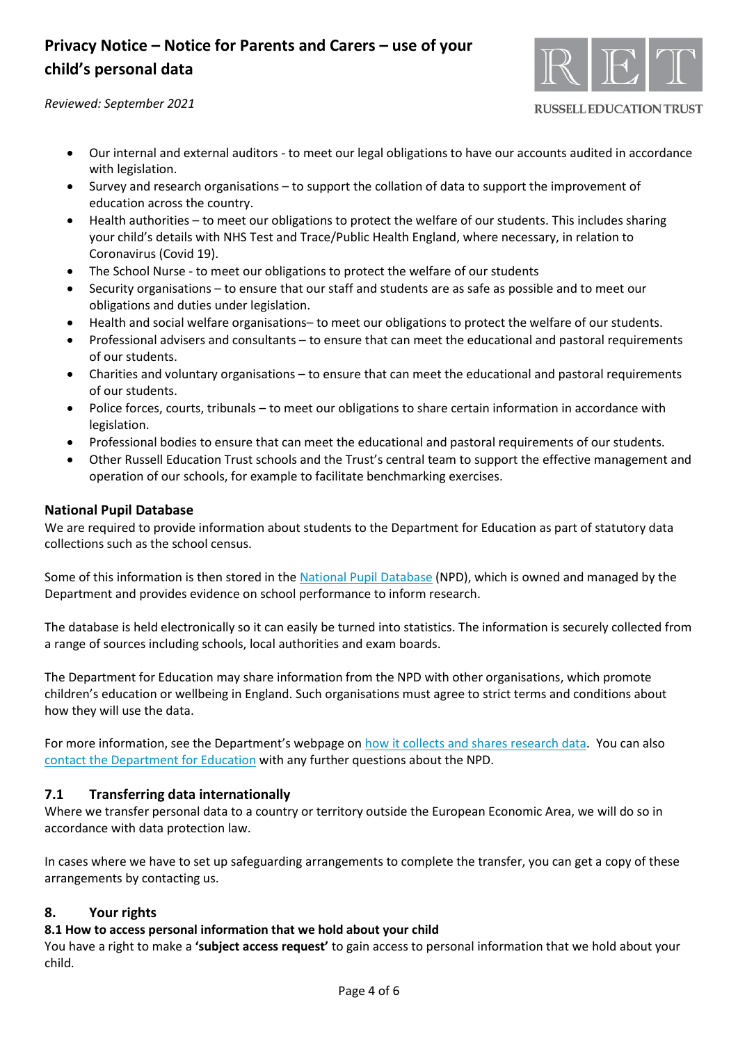- Our internal and external auditors - to meet our legal obligations to have our accounts audited in accordance with legislation.
- Survey and research organisations – to support the collation of data to support the improvement of education across the country.
- Health authorities – to meet our obligations to protect the welfare of our students. This includes sharing your child's details with NHS Test and Trace/Public Health England, where necessary, in relation to Coronavirus (Covid 19).
- The School Nurse - to meet our obligations to protect the welfare of our students
- Security organisations – to ensure that our staff and students are as safe as possible and to meet our obligations and duties under legislation.
- Health and social welfare organisations– to meet our obligations to protect the welfare of our students.
- Professional advisers and consultants – to ensure that can meet the educational and pastoral requirements of our students.
- Charities and voluntary organisations – to ensure that can meet the educational and pastoral requirements of our students.
- Police forces, courts, tribunals – to meet our obligations to share certain information in accordance with legislation.
- Professional bodies to ensure that can meet the educational and pastoral requirements of our students.
- Other Russell Education Trust schools and the Trust's central team to support the effective management and operation of our schools, for example to facilitate benchmarking exercises.

### National Pupil Database

We are required to provide information about students to the Department for Education as part of statutory data collections such as the school census.

Some of this information is then stored in the National Pupil Database (NPD), which is owned and managed by the Department and provides evidence on school performance to inform research.

The database is held electronically so it can easily be turned into statistics. The information is securely collected from a range of sources including schools, local authorities and exam boards.

The Department for Education may share information from the NPD with other organisations, which promote children's education or wellbeing in England. Such organisations must agree to strict terms and conditions about how they will use the data.

For more information, see the Department's webpage on how it collects and shares research data. You can also contact the Department for Education with any further questions about the NPD.

## 7.1 Transferring data internationally

Where we transfer personal data to a country or territory outside the European Economic Area, we will do so in accordance with data protection law.

In cases where we have to set up safeguarding arrangements to complete the transfer, you can get a copy of these arrangements by contacting us.

## 8. Your rights

### 8.1 How to access personal information that we hold about your child

You have a right to make a **'subject access request'** to gain access to personal information that we hold about your child.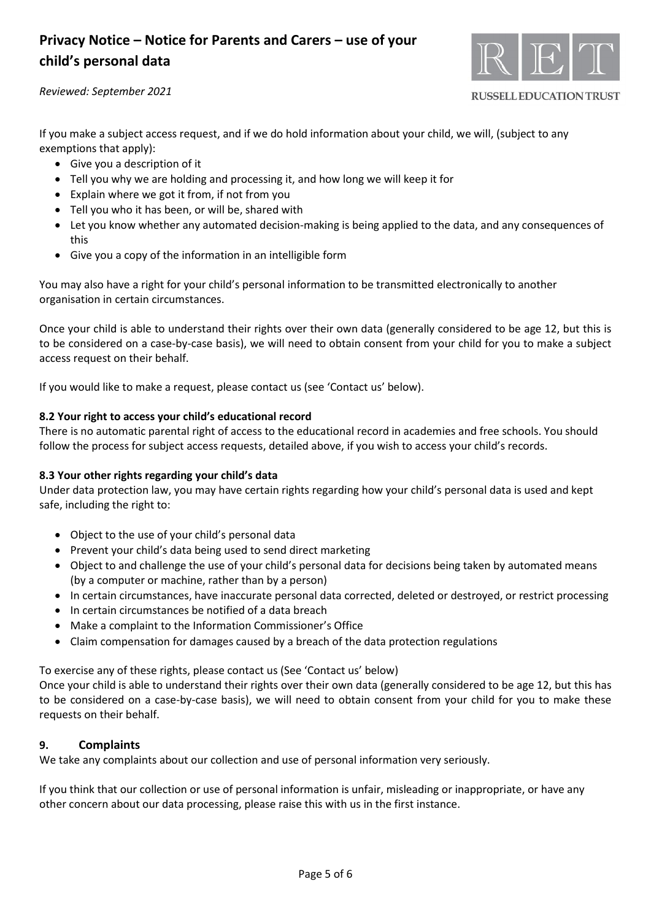If you make a subject access request, and if we do hold information about your child, we will, (subject to any exemptions that apply):

- Give you a description of it
- Tell you why we are holding and processing it, and how long we will keep it for
- Explain where we got it from, if not from you
- Tell you who it has been, or will be, shared with
- Let you know whether any automated decision-making is being applied to the data, and any consequences of this
- Give you a copy of the information in an intelligible form

You may also have a right for your child's personal information to be transmitted electronically to another organisation in certain circumstances.

Once your child is able to understand their rights over their own data (generally considered to be age 12, but this is to be considered on a case-by-case basis), we will need to obtain consent from your child for you to make a subject access request on their behalf.

If you would like to make a request, please contact us (see 'Contact us' below).

**8.2 Your right to access your child's educational record**

There is no automatic parental right of access to the educational record in academies and free schools. You should follow the process for subject access requests, detailed above, if you wish to access your child's records.

**8.3 Your other rights regarding your child's data**

Under data protection law, you may have certain rights regarding how your child's personal data is used and kept safe, including the right to:

- Object to the use of your child's personal data
- Prevent your child's data being used to send direct marketing
- Object to and challenge the use of your child's personal data for decisions being taken by automated means (by a computer or machine, rather than by a person)
- In certain circumstances, have inaccurate personal data corrected, deleted or destroyed, or restrict processing
- In certain circumstances be notified of a data breach
- Make a complaint to the Information Commissioner's Office
- Claim compensation for damages caused by a breach of the data protection regulations

To exercise any of these rights, please contact us (See 'Contact us' below)

Once your child is able to understand their rights over their own data (generally considered to be age 12, but this has to be considered on a case-by-case basis), we will need to obtain consent from your child for you to make these requests on their behalf.

## 9. Complaints

We take any complaints about our collection and use of personal information very seriously.

If you think that our collection or use of personal information is unfair, misleading or inappropriate, or have any other concern about our data processing, please raise this with us in the first instance.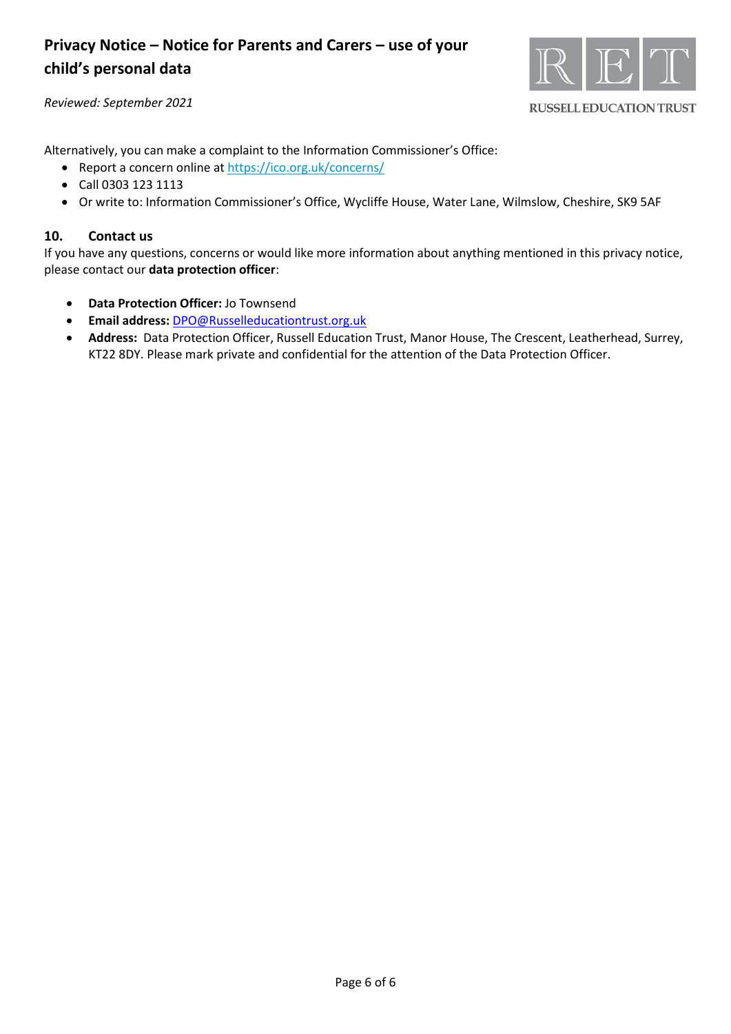Alternatively, you can make a complaint to the Information Commissioner's Office:

- Report a concern online at https://ico.org.uk/concerns/
- Call 0303 123 1113
- Or write to: Information Commissioner's Office, Wycliffe House, Water Lane, Wilmslow, Cheshire, SK9 5AF

## 10. Contact us

If you have any questions, concerns or would like more information about anything mentioned in this privacy notice, please contact our **data protection officer**:

- **Data Protection Officer:** Jo Townsend
- **Email address:** DPO@Russelleducationtrust.org.uk
- **Address:** Data Protection Officer, Russell Education Trust, Manor House, The Crescent, Leatherhead, Surrey, KT22 8DY. Please mark private and confidential for the attention of the Data Protection Officer.